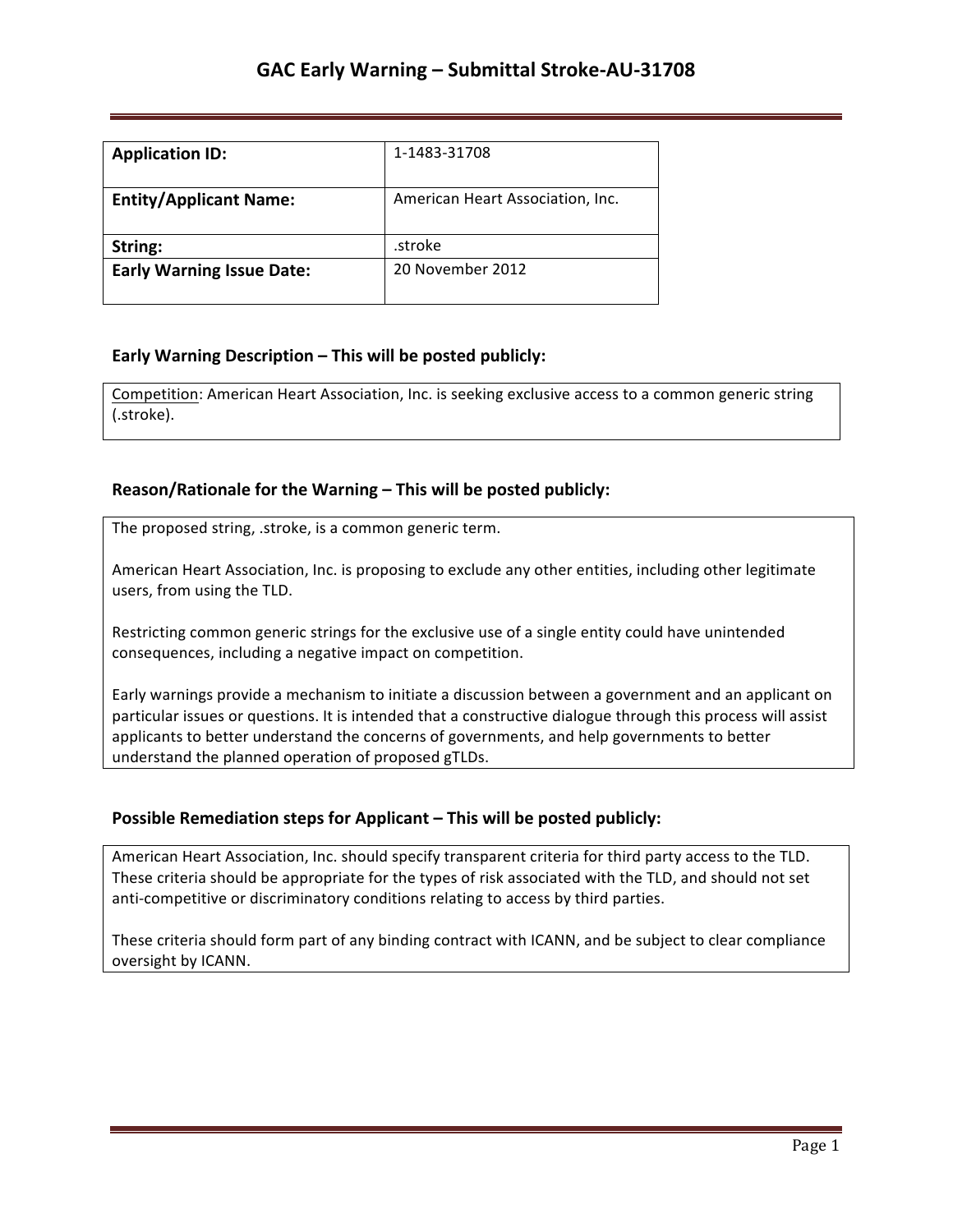# GAC Early Warning – Submittal Stroke-AU-31708

| **Application ID:** | 1-1483-31708 |
| --- | --- |
| **Entity/Applicant Name:** | American Heart Association, Inc. |
| **String:** | .stroke |
| **Early Warning Issue Date:** | 20 November 2012 |

## Early Warning Description – This will be posted publicly:

Competition: American Heart Association, Inc. is seeking exclusive access to a common generic string (.stroke).

## Reason/Rationale for the Warning – This will be posted publicly:

The proposed string, .stroke, is a common generic term.

American Heart Association, Inc. is proposing to exclude any other entities, including other legitimate users, from using the TLD.

Restricting common generic strings for the exclusive use of a single entity could have unintended consequences, including a negative impact on competition.

Early warnings provide a mechanism to initiate a discussion between a government and an applicant on particular issues or questions. It is intended that a constructive dialogue through this process will assist applicants to better understand the concerns of governments, and help governments to better understand the planned operation of proposed gTLDs.

## Possible Remediation steps for Applicant – This will be posted publicly:

American Heart Association, Inc. should specify transparent criteria for third party access to the TLD. These criteria should be appropriate for the types of risk associated with the TLD, and should not set anti-competitive or discriminatory conditions relating to access by third parties.

These criteria should form part of any binding contract with ICANN, and be subject to clear compliance oversight by ICANN.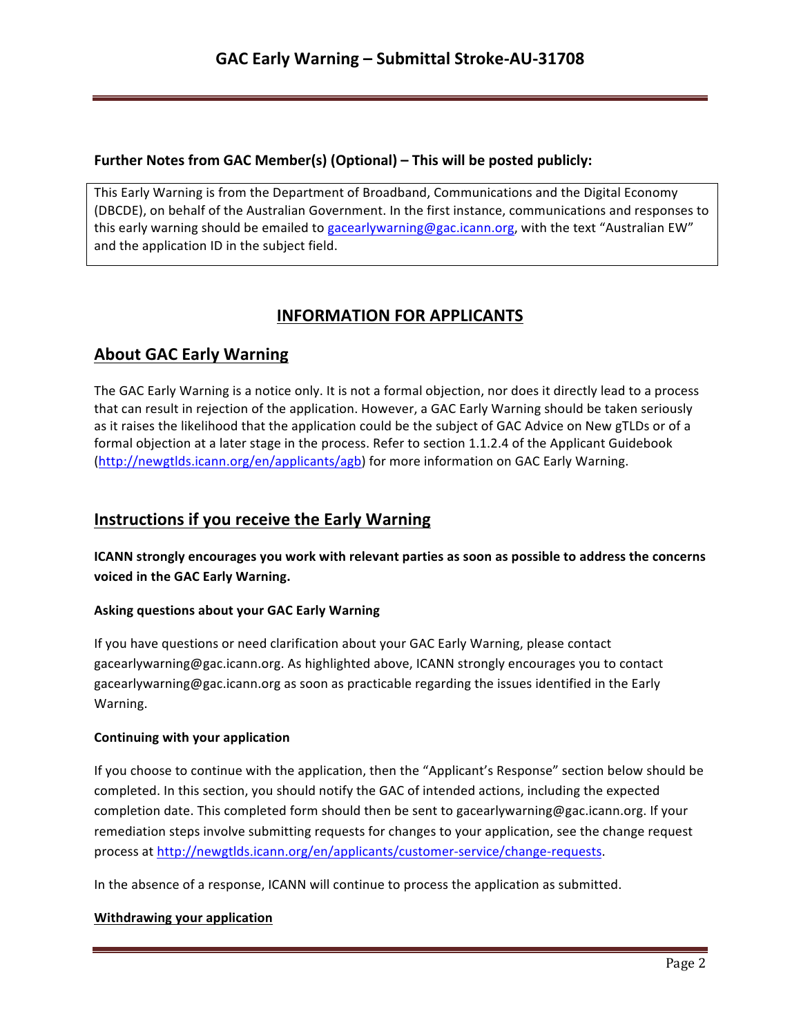**Further Notes from GAC Member(s) (Optional) – This will be posted publicly:**

This Early Warning is from the Department of Broadband, Communications and the Digital Economy (DBCDE), on behalf of the Australian Government. In the first instance, communications and responses to this early warning should be emailed to gacearlywarning@gac.icann.org, with the text "Australian EW" and the application ID in the subject field.

## INFORMATION FOR APPLICANTS

## About GAC Early Warning

The GAC Early Warning is a notice only. It is not a formal objection, nor does it directly lead to a process that can result in rejection of the application. However, a GAC Early Warning should be taken seriously as it raises the likelihood that the application could be the subject of GAC Advice on New gTLDs or of a formal objection at a later stage in the process. Refer to section 1.1.2.4 of the Applicant Guidebook (http://newgtlds.icann.org/en/applicants/agb) for more information on GAC Early Warning.

## Instructions if you receive the Early Warning

**ICANN strongly encourages you work with relevant parties as soon as possible to address the concerns voiced in the GAC Early Warning.**

#### Asking questions about your GAC Early Warning

If you have questions or need clarification about your GAC Early Warning, please contact gacearlywarning@gac.icann.org. As highlighted above, ICANN strongly encourages you to contact gacearlywarning@gac.icann.org as soon as practicable regarding the issues identified in the Early Warning.

#### Continuing with your application

If you choose to continue with the application, then the "Applicant's Response" section below should be completed. In this section, you should notify the GAC of intended actions, including the expected completion date. This completed form should then be sent to gacearlywarning@gac.icann.org. If your remediation steps involve submitting requests for changes to your application, see the change request process at http://newgtlds.icann.org/en/applicants/customer-service/change-requests.

In the absence of a response, ICANN will continue to process the application as submitted.

#### Withdrawing your application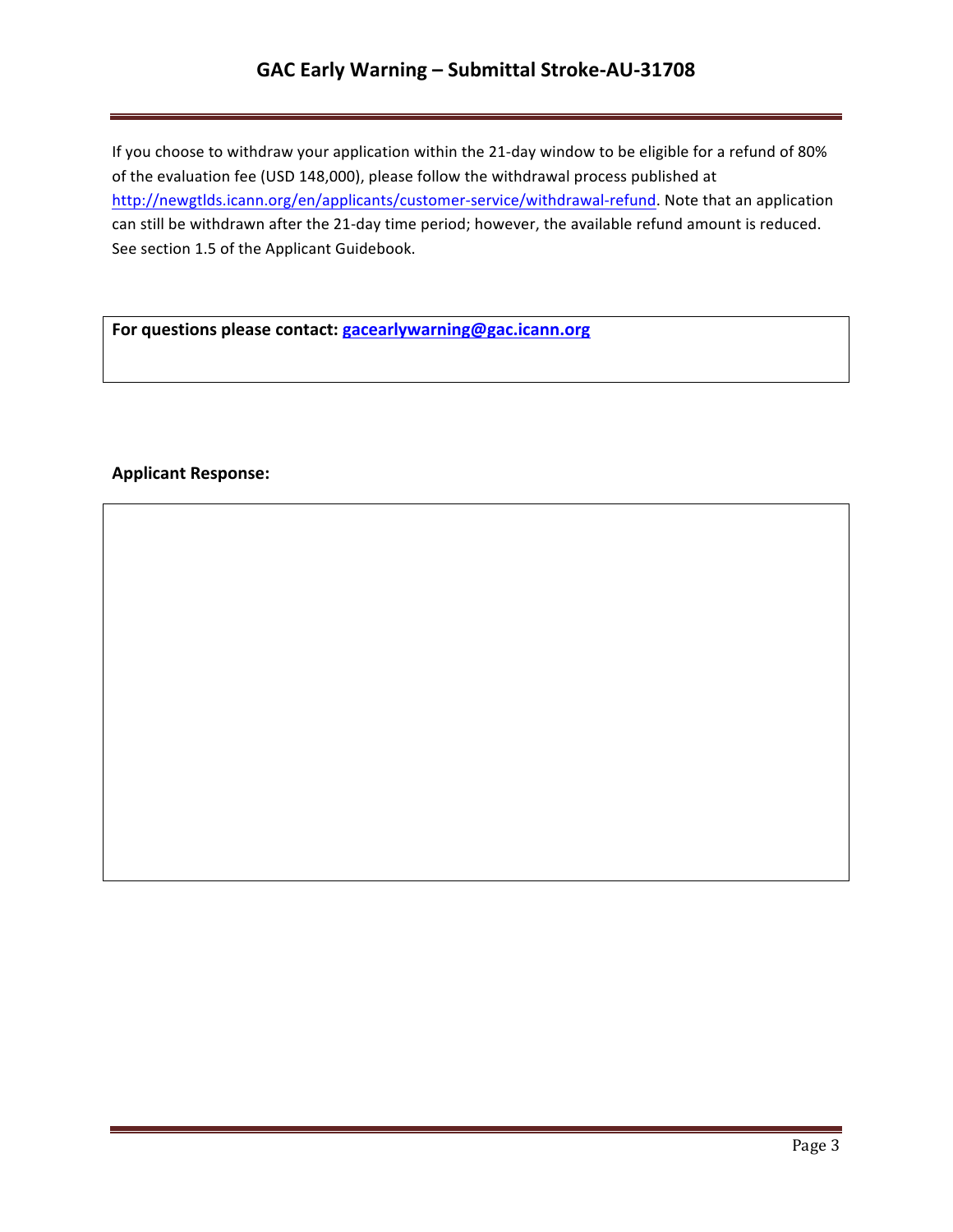If you choose to withdraw your application within the 21-day window to be eligible for a refund of 80% of the evaluation fee (USD 148,000), please follow the withdrawal process published at http://newgtlds.icann.org/en/applicants/customer-service/withdrawal-refund. Note that an application can still be withdrawn after the 21-day time period; however, the available refund amount is reduced. See section 1.5 of the Applicant Guidebook.

**For questions please contact: gacearlywarning@gac.icann.org**

**Applicant Response:**